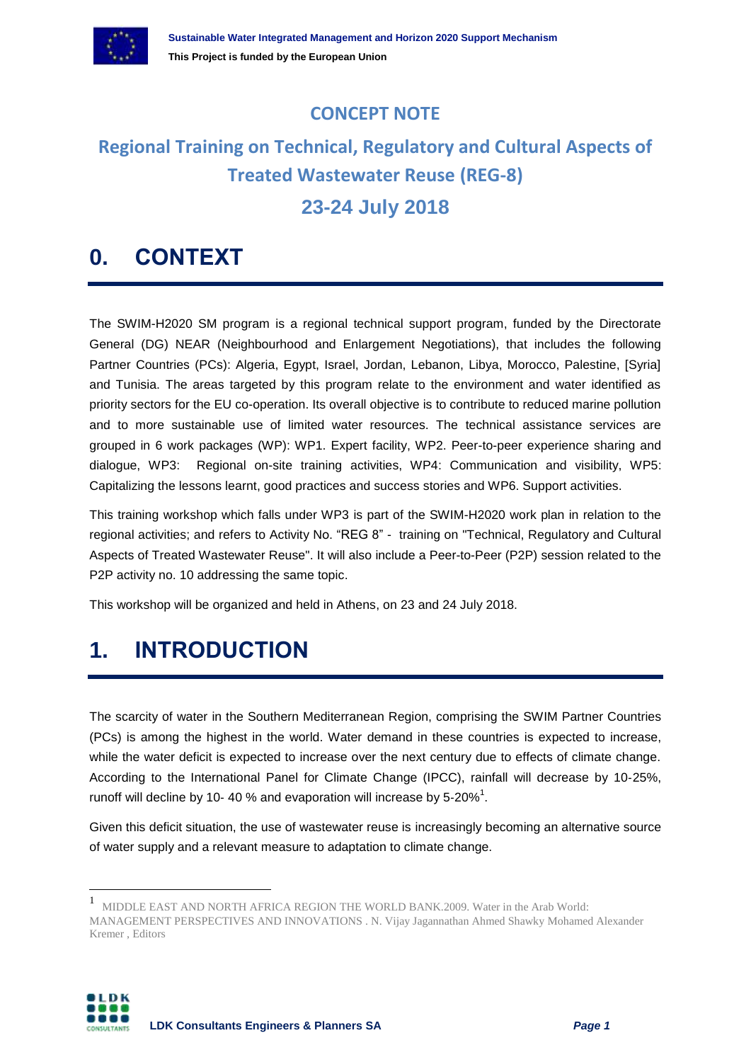# CONCEPT NOTE

## Regional Training on Technical, Regulatory and Cultural Aspects of Treated Wastewater Reuse (REG-8)

## 23-24 July 2018

# 0. CONTEXT

The SWIM-H2020 SM program is a regional technical support program, funded by the Directorate General (DG) NEAR (Neighbourhood and Enlargement Negotiations), that includes the following Partner Countries (PCs): Algeria, Egypt, Israel, Jordan, Lebanon, Libya, Morocco, Palestine, [Syria] and Tunisia. The areas targeted by this program relate to the environment and water identified as priority sectors for the EU co-operation. Its overall objective is to contribute to reduced marine pollution and to more sustainable use of limited water resources. The technical assistance services are grouped in 6 work packages (WP): WP1. Expert facility, WP2. Peer-to-peer experience sharing and dialogue, WP3: Regional on-site training activities, WP4: Communication and visibility, WP5: Capitalizing the lessons learnt, good practices and success stories and WP6. Support activities.

This training workshop which falls under WP3 is part of the SWIM-H2020 work plan in relation to the regional activities; and refers to Activity No. "REG 8" - training on "Technical, Regulatory and Cultural Aspects of Treated Wastewater Reuse". It will also include a Peer-to-Peer (P2P) session related to the P2P activity no. 10 addressing the same topic.

This workshop will be organized and held in Athens, on 23 and 24 July 2018.

# 1. INTRODUCTION

The scarcity of water in the Southern Mediterranean Region, comprising the SWIM Partner Countries (PCs) is among the highest in the world. Water demand in these countries is expected to increase, while the water deficit is expected to increase over the next century due to effects of climate change. According to the International Panel for Climate Change (IPCC), rainfall will decrease by 10-25%, runoff will decline by 10- 40 % and evaporation will increase by 5-20%[1].

Given this deficit situation, the use of wastewater reuse is increasingly becoming an alternative source of water supply and a relevant measure to adaptation to climate change.

---

[1] MIDDLE EAST AND NORTH AFRICA REGION THE WORLD BANK.2009. Water in the Arab World: MANAGEMENT PERSPECTIVES AND INNOVATIONS . N. Vijay Jagannathan Ahmed Shawky Mohamed Alexander Kremer , Editors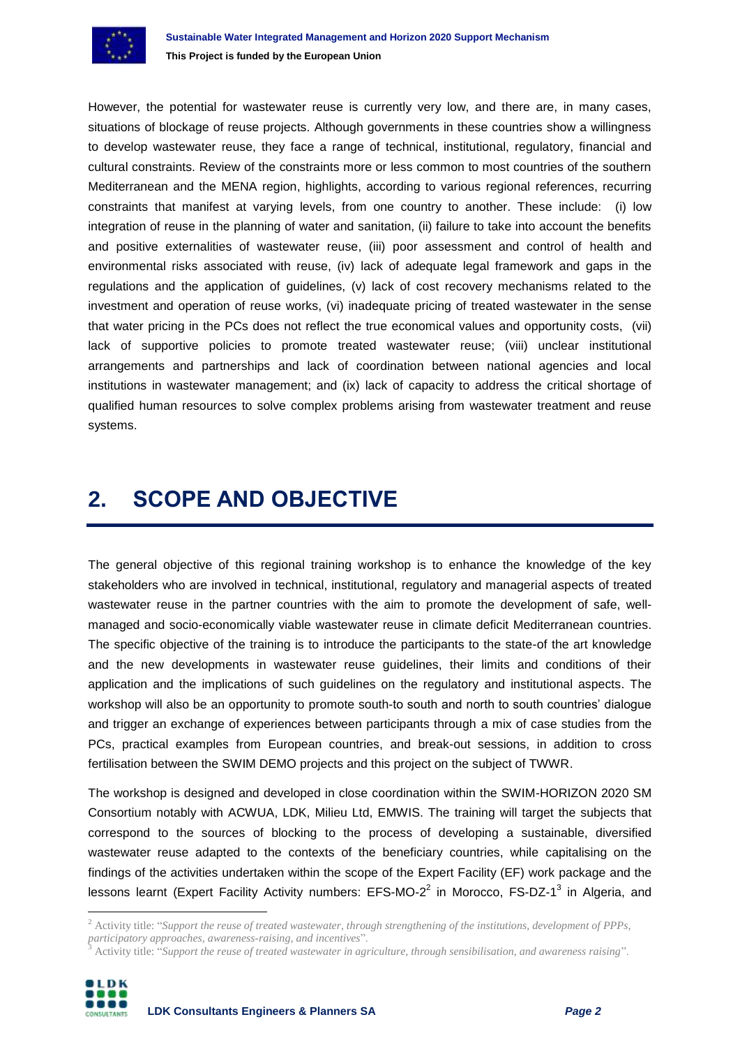However, the potential for wastewater reuse is currently very low, and there are, in many cases, situations of blockage of reuse projects. Although governments in these countries show a willingness to develop wastewater reuse, they face a range of technical, institutional, regulatory, financial and cultural constraints. Review of the constraints more or less common to most countries of the southern Mediterranean and the MENA region, highlights, according to various regional references, recurring constraints that manifest at varying levels, from one country to another. These include: (i) low integration of reuse in the planning of water and sanitation, (ii) failure to take into account the benefits and positive externalities of wastewater reuse, (iii) poor assessment and control of health and environmental risks associated with reuse, (iv) lack of adequate legal framework and gaps in the regulations and the application of guidelines, (v) lack of cost recovery mechanisms related to the investment and operation of reuse works, (vi) inadequate pricing of treated wastewater in the sense that water pricing in the PCs does not reflect the true economical values and opportunity costs, (vii) lack of supportive policies to promote treated wastewater reuse; (viii) unclear institutional arrangements and partnerships and lack of coordination between national agencies and local institutions in wastewater management; and (ix) lack of capacity to address the critical shortage of qualified human resources to solve complex problems arising from wastewater treatment and reuse systems.

# 2. SCOPE AND OBJECTIVE

The general objective of this regional training workshop is to enhance the knowledge of the key stakeholders who are involved in technical, institutional, regulatory and managerial aspects of treated wastewater reuse in the partner countries with the aim to promote the development of safe, well-managed and socio-economically viable wastewater reuse in climate deficit Mediterranean countries. The specific objective of the training is to introduce the participants to the state-of the art knowledge and the new developments in wastewater reuse guidelines, their limits and conditions of their application and the implications of such guidelines on the regulatory and institutional aspects. The workshop will also be an opportunity to promote south-to south and north to south countries' dialogue and trigger an exchange of experiences between participants through a mix of case studies from the PCs, practical examples from European countries, and break-out sessions, in addition to cross fertilisation between the SWIM DEMO projects and this project on the subject of TWWR.

The workshop is designed and developed in close coordination within the SWIM-HORIZON 2020 SM Consortium notably with ACWUA, LDK, Milieu Ltd, EMWIS. The training will target the subjects that correspond to the sources of blocking to the process of developing a sustainable, diversified wastewater reuse adapted to the contexts of the beneficiary countries, while capitalising on the findings of the activities undertaken within the scope of the Expert Facility (EF) work package and the lessons learnt (Expert Facility Activity numbers: EFS-MO-2[2] in Morocco, FS-DZ-1[3] in Algeria, and

[2] Activity title: "*Support the reuse of treated wastewater, through strengthening of the institutions, development of PPPs, participatory approaches, awareness-raising, and incentives*".

[3] Activity title: "*Support the reuse of treated wastewater in agriculture, through sensibilisation, and awareness raising*".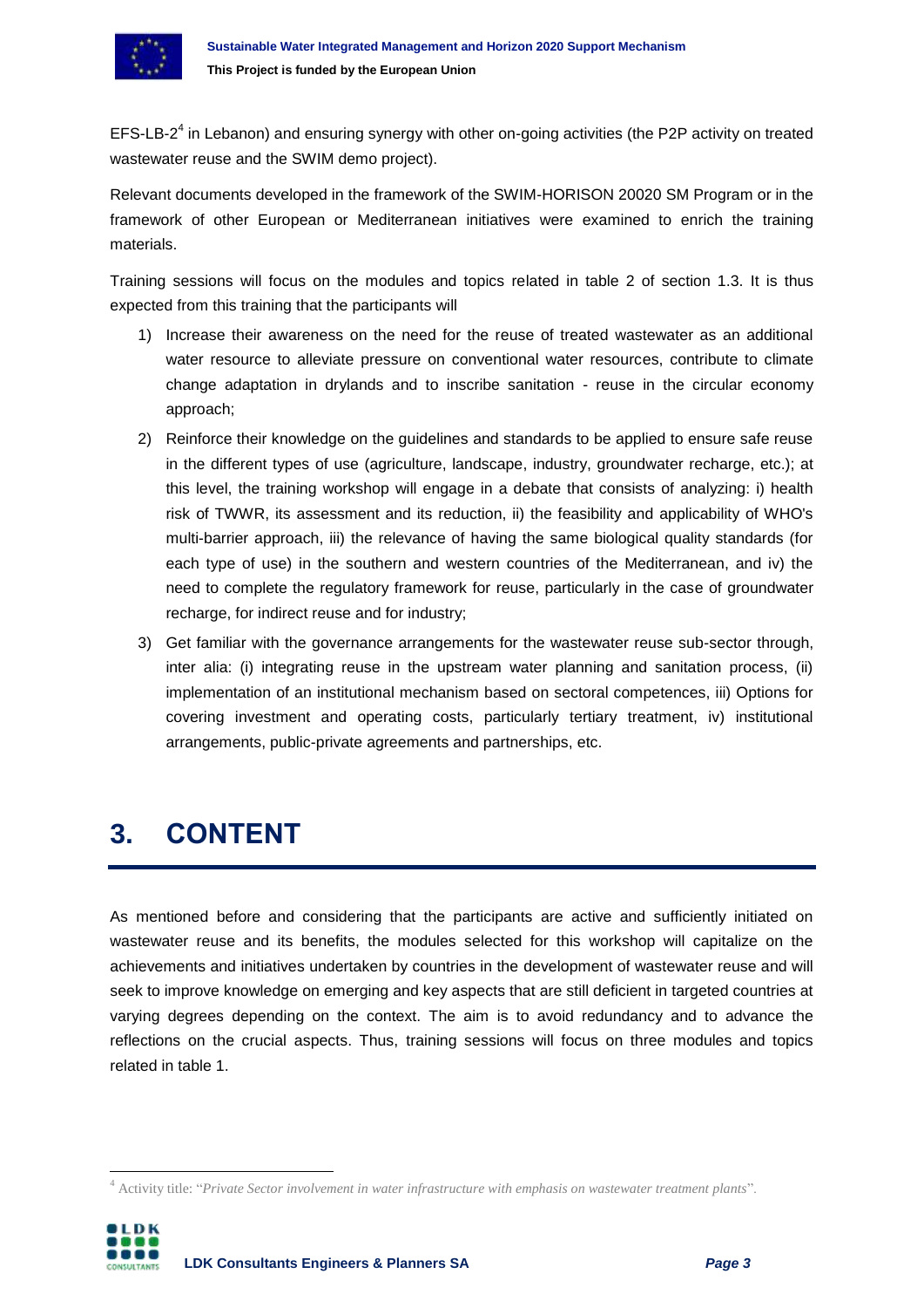EFS-LB-2[4] in Lebanon) and ensuring synergy with other on-going activities (the P2P activity on treated wastewater reuse and the SWIM demo project).

Relevant documents developed in the framework of the SWIM-HORISON 20020 SM Program or in the framework of other European or Mediterranean initiatives were examined to enrich the training materials.

Training sessions will focus on the modules and topics related in table 2 of section 1.3. It is thus expected from this training that the participants will

1) Increase their awareness on the need for the reuse of treated wastewater as an additional water resource to alleviate pressure on conventional water resources, contribute to climate change adaptation in drylands and to inscribe sanitation - reuse in the circular economy approach;
2) Reinforce their knowledge on the guidelines and standards to be applied to ensure safe reuse in the different types of use (agriculture, landscape, industry, groundwater recharge, etc.); at this level, the training workshop will engage in a debate that consists of analyzing: i) health risk of TWWR, its assessment and its reduction, ii) the feasibility and applicability of WHO's multi-barrier approach, iii) the relevance of having the same biological quality standards (for each type of use) in the southern and western countries of the Mediterranean, and iv) the need to complete the regulatory framework for reuse, particularly in the case of groundwater recharge, for indirect reuse and for industry;
3) Get familiar with the governance arrangements for the wastewater reuse sub-sector through, inter alia: (i) integrating reuse in the upstream water planning and sanitation process, (ii) implementation of an institutional mechanism based on sectoral competences, iii) Options for covering investment and operating costs, particularly tertiary treatment, iv) institutional arrangements, public-private agreements and partnerships, etc.

# 3. CONTENT

As mentioned before and considering that the participants are active and sufficiently initiated on wastewater reuse and its benefits, the modules selected for this workshop will capitalize on the achievements and initiatives undertaken by countries in the development of wastewater reuse and will seek to improve knowledge on emerging and key aspects that are still deficient in targeted countries at varying degrees depending on the context. The aim is to avoid redundancy and to advance the reflections on the crucial aspects. Thus, training sessions will focus on three modules and topics related in table 1.

---

[4] Activity title: "*Private Sector involvement in water infrastructure with emphasis on wastewater treatment plants*".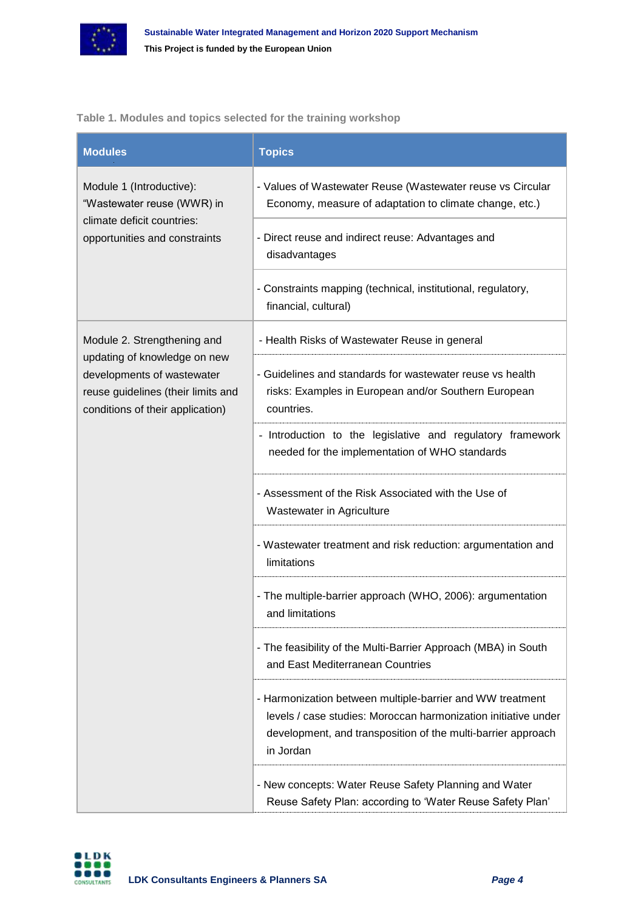**Table 1. Modules and topics selected for the training workshop**

| Modules | Topics |
| --- | --- |
| Module 1 (Introductive): "Wastewater reuse (WWR) in climate deficit countries: opportunities and constraints | - Values of Wastewater Reuse (Wastewater reuse vs Circular Economy, measure of adaptation to climate change, etc.) |
| | - Direct reuse and indirect reuse: Advantages and disadvantages |
| | - Constraints mapping (technical, institutional, regulatory, financial, cultural) |
| Module 2. Strengthening and updating of knowledge on new developments of wastewater reuse guidelines (their limits and conditions of their application) | - Health Risks of Wastewater Reuse in general |
| | - Guidelines and standards for wastewater reuse vs health risks: Examples in European and/or Southern European countries. |
| | - Introduction to the legislative and regulatory framework needed for the implementation of WHO standards |
| | - Assessment of the Risk Associated with the Use of Wastewater in Agriculture |
| | - Wastewater treatment and risk reduction: argumentation and limitations |
| | - The multiple-barrier approach (WHO, 2006): argumentation and limitations |
| | - The feasibility of the Multi-Barrier Approach (MBA) in South and East Mediterranean Countries |
| | - Harmonization between multiple-barrier and WW treatment levels / case studies: Moroccan harmonization initiative under development, and transposition of the multi-barrier approach in Jordan |
| | - New concepts: Water Reuse Safety Planning and Water Reuse Safety Plan: according to 'Water Reuse Safety Plan' |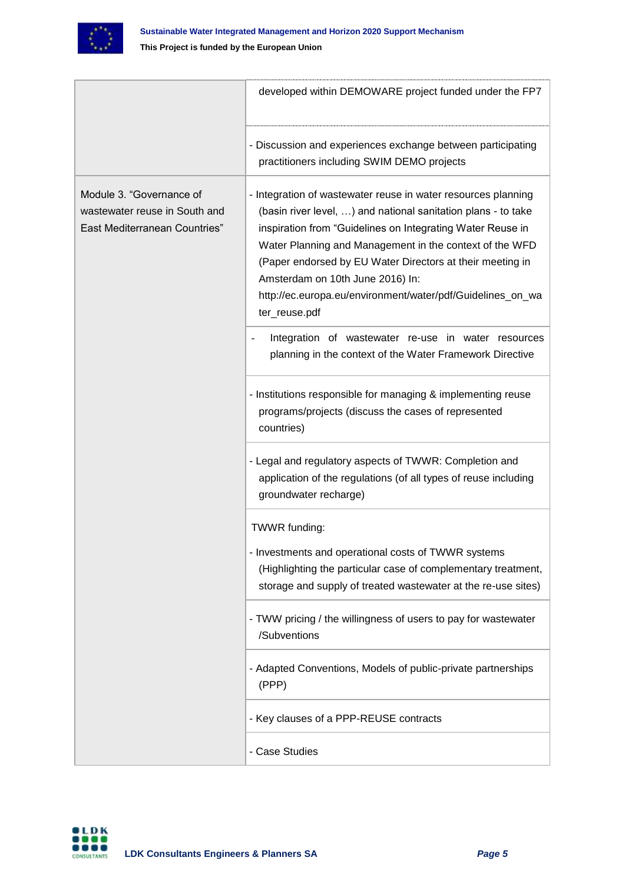| | |
|---|---|
| | developed within DEMOWARE project funded under the FP7 |
| | - Discussion and experiences exchange between participating practitioners including SWIM DEMO projects |
| Module 3. "Governance of wastewater reuse in South and East Mediterranean Countries" | - Integration of wastewater reuse in water resources planning (basin river level, …) and national sanitation plans - to take inspiration from "Guidelines on Integrating Water Reuse in Water Planning and Management in the context of the WFD (Paper endorsed by EU Water Directors at their meeting in Amsterdam on 10th June 2016) In: http://ec.europa.eu/environment/water/pdf/Guidelines_on_water_reuse.pdf |
| | - Integration of wastewater re-use in water resources planning in the context of the Water Framework Directive |
| | - Institutions responsible for managing & implementing reuse programs/projects (discuss the cases of represented countries) |
| | - Legal and regulatory aspects of TWWR: Completion and application of the regulations (of all types of reuse including groundwater recharge) |
| | TWWR funding:<br>- Investments and operational costs of TWWR systems (Highlighting the particular case of complementary treatment, storage and supply of treated wastewater at the re-use sites) |
| | - TWW pricing / the willingness of users to pay for wastewater /Subventions |
| | - Adapted Conventions, Models of public-private partnerships (PPP) |
| | - Key clauses of a PPP-REUSE contracts |
| | - Case Studies |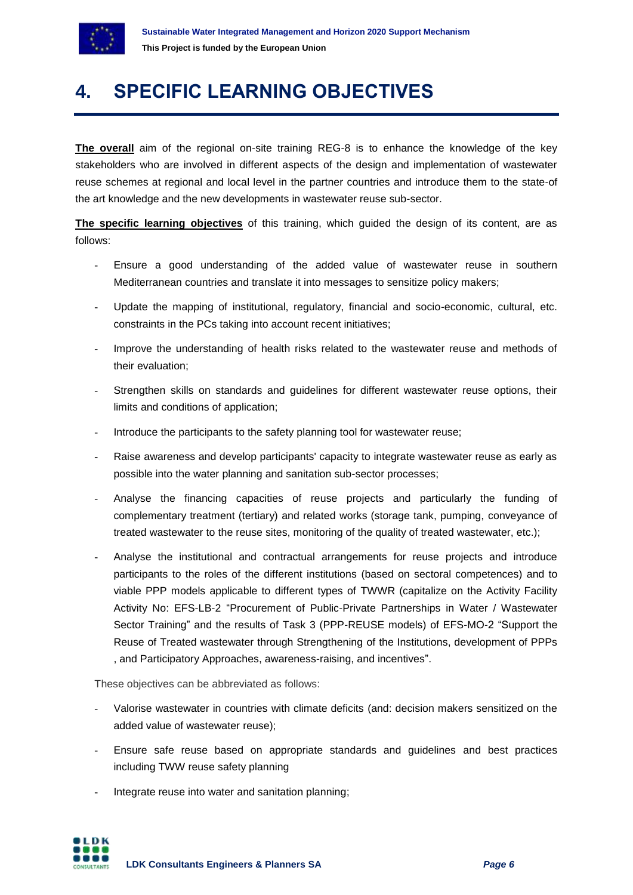# 4. SPECIFIC LEARNING OBJECTIVES

**The overall** aim of the regional on-site training REG-8 is to enhance the knowledge of the key stakeholders who are involved in different aspects of the design and implementation of wastewater reuse schemes at regional and local level in the partner countries and introduce them to the state-of the art knowledge and the new developments in wastewater reuse sub-sector.

**The specific learning objectives** of this training, which guided the design of its content, are as follows:

- Ensure a good understanding of the added value of wastewater reuse in southern Mediterranean countries and translate it into messages to sensitize policy makers;
- Update the mapping of institutional, regulatory, financial and socio-economic, cultural, etc. constraints in the PCs taking into account recent initiatives;
- Improve the understanding of health risks related to the wastewater reuse and methods of their evaluation;
- Strengthen skills on standards and guidelines for different wastewater reuse options, their limits and conditions of application;
- Introduce the participants to the safety planning tool for wastewater reuse;
- Raise awareness and develop participants' capacity to integrate wastewater reuse as early as possible into the water planning and sanitation sub-sector processes;
- Analyse the financing capacities of reuse projects and particularly the funding of complementary treatment (tertiary) and related works (storage tank, pumping, conveyance of treated wastewater to the reuse sites, monitoring of the quality of treated wastewater, etc.);
- Analyse the institutional and contractual arrangements for reuse projects and introduce participants to the roles of the different institutions (based on sectoral competences) and to viable PPP models applicable to different types of TWWR (capitalize on the Activity Facility Activity No: EFS-LB-2 "Procurement of Public-Private Partnerships in Water / Wastewater Sector Training" and the results of Task 3 (PPP-REUSE models) of EFS-MO-2 "Support the Reuse of Treated wastewater through Strengthening of the Institutions, development of PPPs , and Participatory Approaches, awareness-raising, and incentives".

These objectives can be abbreviated as follows:

- Valorise wastewater in countries with climate deficits (and: decision makers sensitized on the added value of wastewater reuse);
- Ensure safe reuse based on appropriate standards and guidelines and best practices including TWW reuse safety planning
- Integrate reuse into water and sanitation planning;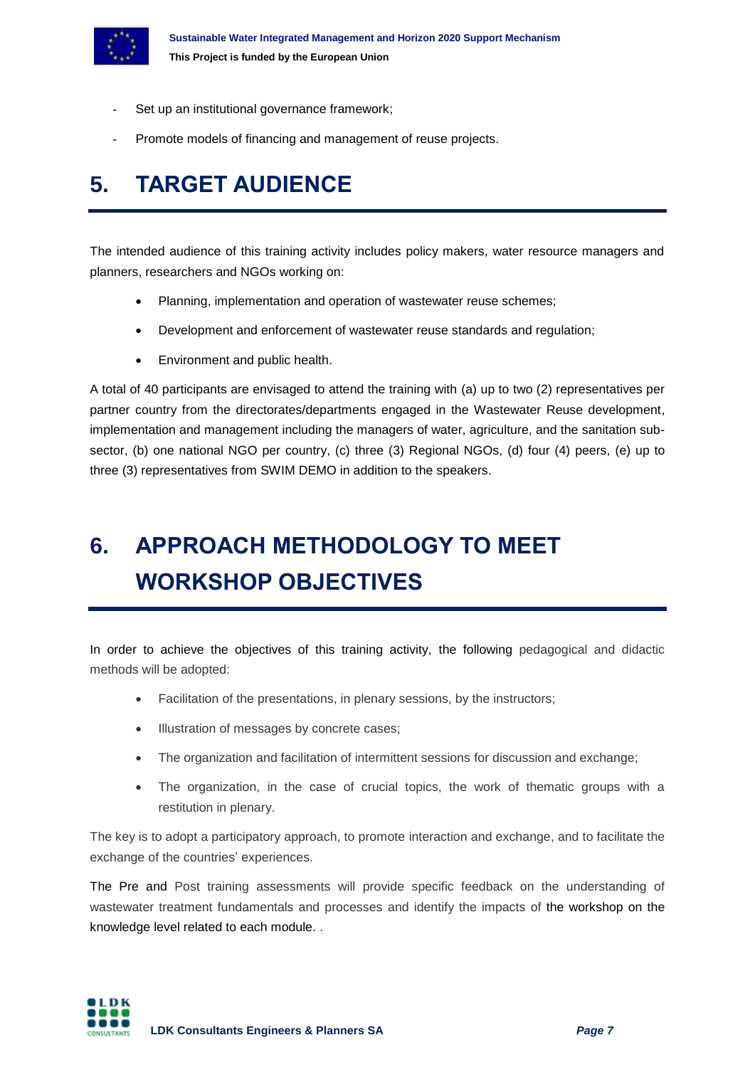- Set up an institutional governance framework;
- Promote models of financing and management of reuse projects.

# 5. TARGET AUDIENCE

The intended audience of this training activity includes policy makers, water resource managers and planners, researchers and NGOs working on:

- Planning, implementation and operation of wastewater reuse schemes;
- Development and enforcement of wastewater reuse standards and regulation;
- Environment and public health.

A total of 40 participants are envisaged to attend the training with (a) up to two (2) representatives per partner country from the directorates/departments engaged in the Wastewater Reuse development, implementation and management including the managers of water, agriculture, and the sanitation sub-sector, (b) one national NGO per country, (c) three (3) Regional NGOs, (d) four (4) peers, (e) up to three (3) representatives from SWIM DEMO in addition to the speakers.

# 6. APPROACH METHODOLOGY TO MEET WORKSHOP OBJECTIVES

In order to achieve the objectives of this training activity, the following pedagogical and didactic methods will be adopted:

- Facilitation of the presentations, in plenary sessions, by the instructors;
- Illustration of messages by concrete cases;
- The organization and facilitation of intermittent sessions for discussion and exchange;
- The organization, in the case of crucial topics, the work of thematic groups with a restitution in plenary.

The key is to adopt a participatory approach, to promote interaction and exchange, and to facilitate the exchange of the countries' experiences.

The Pre and Post training assessments will provide specific feedback on the understanding of wastewater treatment fundamentals and processes and identify the impacts of the workshop on the knowledge level related to each module. .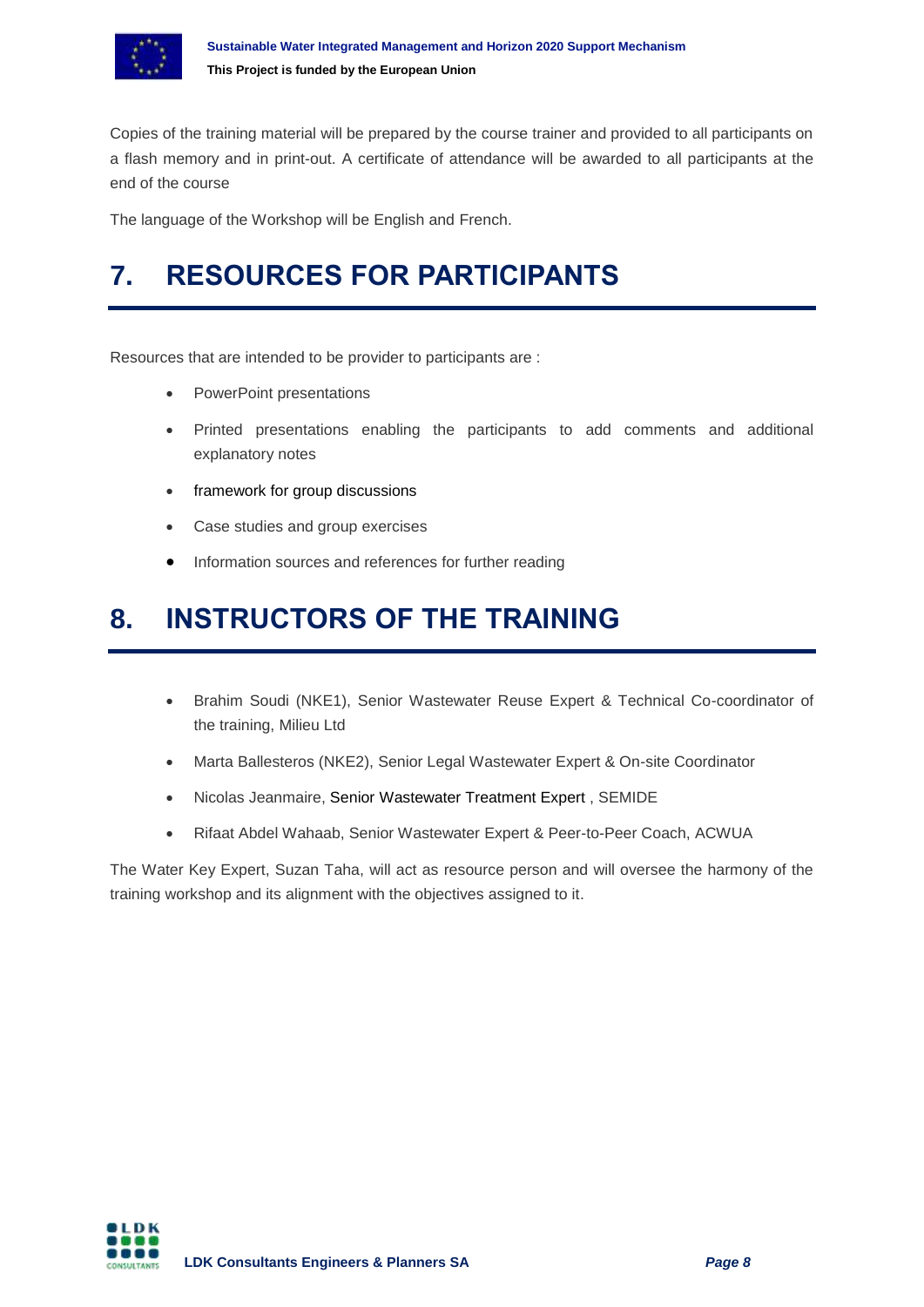Copies of the training material will be prepared by the course trainer and provided to all participants on a flash memory and in print-out. A certificate of attendance will be awarded to all participants at the end of the course

The language of the Workshop will be English and French.

# 7. RESOURCES FOR PARTICIPANTS

Resources that are intended to be provider to participants are :

- PowerPoint presentations
- Printed presentations enabling the participants to add comments and additional explanatory notes
- framework for group discussions
- Case studies and group exercises
- Information sources and references for further reading

# 8. INSTRUCTORS OF THE TRAINING

- Brahim Soudi (NKE1), Senior Wastewater Reuse Expert & Technical Co-coordinator of the training, Milieu Ltd
- Marta Ballesteros (NKE2), Senior Legal Wastewater Expert & On-site Coordinator
- Nicolas Jeanmaire, Senior Wastewater Treatment Expert , SEMIDE
- Rifaat Abdel Wahaab, Senior Wastewater Expert & Peer-to-Peer Coach, ACWUA

The Water Key Expert, Suzan Taha, will act as resource person and will oversee the harmony of the training workshop and its alignment with the objectives assigned to it.